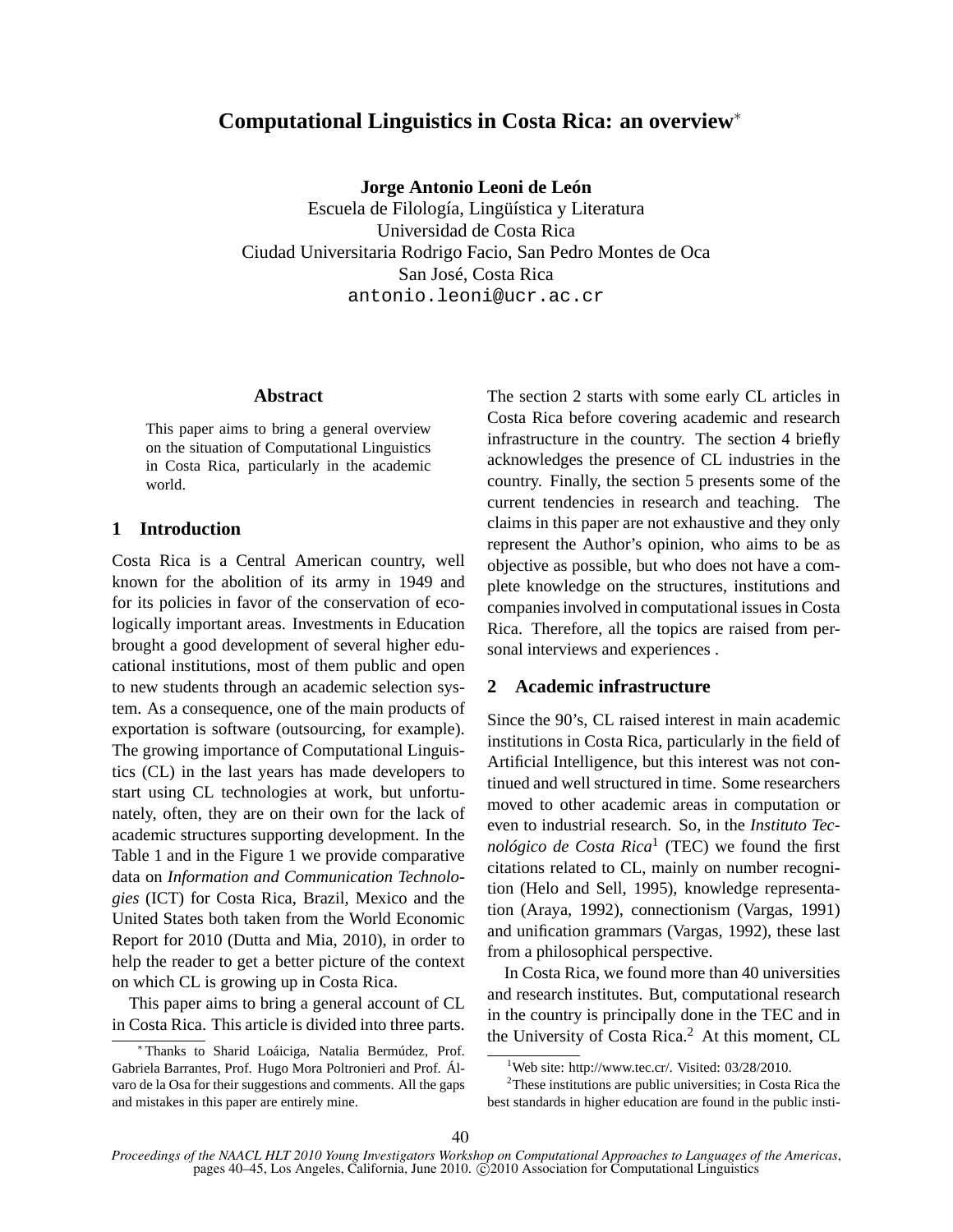# Computational Linguistics in Costa Rica: an overview*

**Jorge Antonio Leoni de León**
Escuela de Filología, Lingüística y Literatura
Universidad de Costa Rica
Ciudad Universitaria Rodrigo Facio, San Pedro Montes de Oca
San José, Costa Rica
antonio.leoni@ucr.ac.cr

### Abstract

This paper aims to bring a general overview on the situation of Computational Linguistics in Costa Rica, particularly in the academic world.

## 1 Introduction

Costa Rica is a Central American country, well known for the abolition of its army in 1949 and for its policies in favor of the conservation of ecologically important areas. Investments in Education brought a good development of several higher educational institutions, most of them public and open to new students through an academic selection system. As a consequence, one of the main products of exportation is software (outsourcing, for example). The growing importance of Computational Linguistics (CL) in the last years has made developers to start using CL technologies at work, but unfortunately, often, they are on their own for the lack of academic structures supporting development. In the Table 1 and in the Figure 1 we provide comparative data on *Information and Communication Technologies* (ICT) for Costa Rica, Brazil, Mexico and the United States both taken from the World Economic Report for 2010 (Dutta and Mia, 2010), in order to help the reader to get a better picture of the context on which CL is growing up in Costa Rica.

This paper aims to bring a general account of CL in Costa Rica. This article is divided into three parts. The section 2 starts with some early CL articles in Costa Rica before covering academic and research infrastructure in the country. The section 4 briefly acknowledges the presence of CL industries in the country. Finally, the section 5 presents some of the current tendencies in research and teaching. The claims in this paper are not exhaustive and they only represent the Author's opinion, who aims to be as objective as possible, but who does not have a complete knowledge on the structures, institutions and companies involved in computational issues in Costa Rica. Therefore, all the topics are raised from personal interviews and experiences .

## 2 Academic infrastructure

Since the 90's, CL raised interest in main academic institutions in Costa Rica, particularly in the field of Artificial Intelligence, but this interest was not continued and well structured in time. Some researchers moved to other academic areas in computation or even to industrial research. So, in the *Instituto Tecnológico de Costa Rica*[1] (TEC) we found the first citations related to CL, mainly on number recognition (Helo and Sell, 1995), knowledge representation (Araya, 1992), connectionism (Vargas, 1991) and unification grammars (Vargas, 1992), these last from a philosophical perspective.

In Costa Rica, we found more than 40 universities and research institutes. But, computational research in the country is principally done in the TEC and in the University of Costa Rica.[2] At this moment, CL

---

* Thanks to Sharid Loáiciga, Natalia Bermúdez, Prof. Gabriela Barrantes, Prof. Hugo Mora Poltronieri and Prof. Álvaro de la Osa for their suggestions and comments. All the gaps and mistakes in this paper are entirely mine.

[1] Web site: http://www.tec.cr/. Visited: 03/28/2010.

[2] These institutions are public universities; in Costa Rica the best standards in higher education are found in the public insti-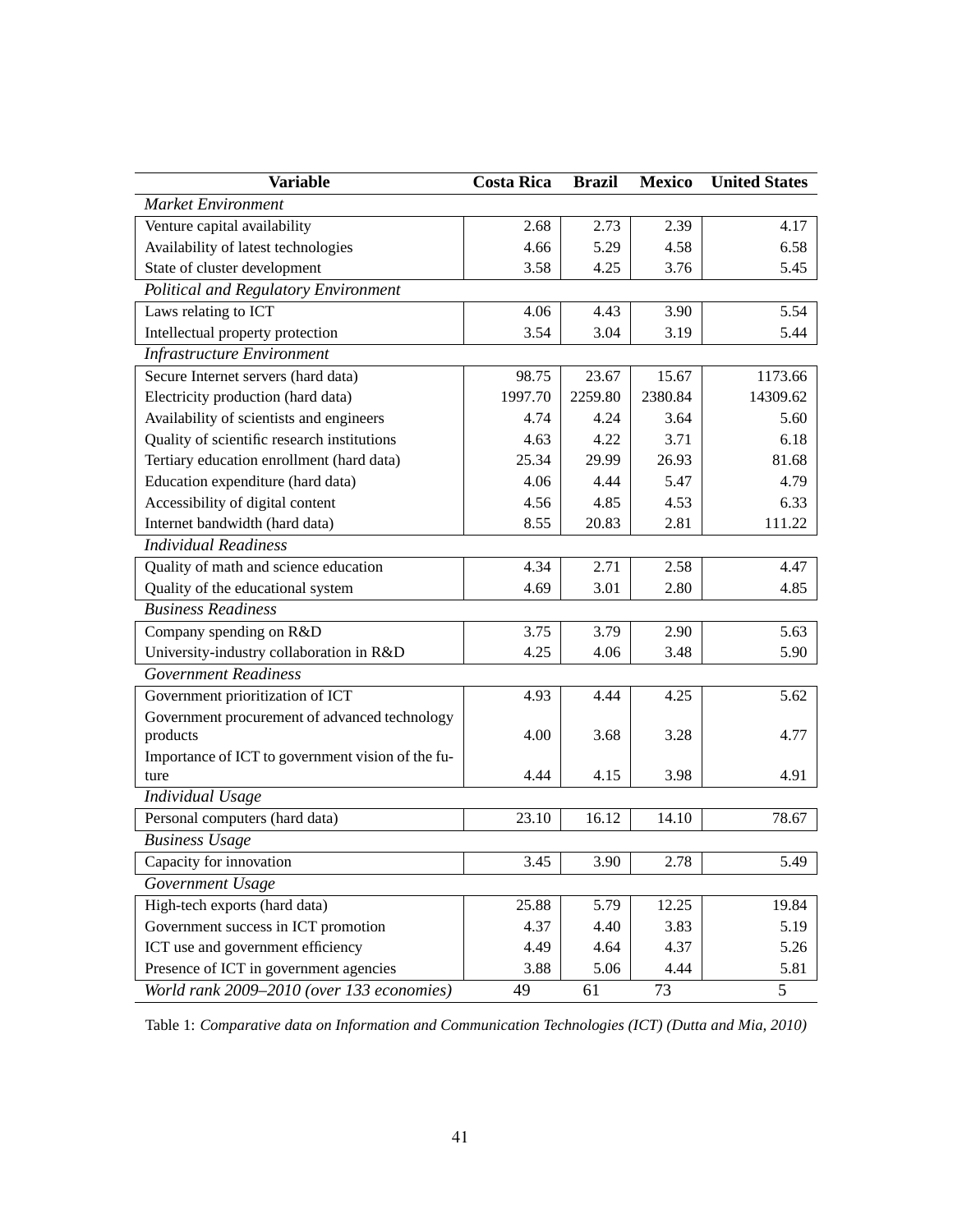| Variable | Costa Rica | Brazil | Mexico | United States |
|---|---|---|---|---|
| *Market Environment* | | | | |
| Venture capital availability | 2.68 | 2.73 | 2.39 | 4.17 |
| Availability of latest technologies | 4.66 | 5.29 | 4.58 | 6.58 |
| State of cluster development | 3.58 | 4.25 | 3.76 | 5.45 |
| *Political and Regulatory Environment* | | | | |
| Laws relating to ICT | 4.06 | 4.43 | 3.90 | 5.54 |
| Intellectual property protection | 3.54 | 3.04 | 3.19 | 5.44 |
| *Infrastructure Environment* | | | | |
| Secure Internet servers (hard data) | 98.75 | 23.67 | 15.67 | 1173.66 |
| Electricity production (hard data) | 1997.70 | 2259.80 | 2380.84 | 14309.62 |
| Availability of scientists and engineers | 4.74 | 4.24 | 3.64 | 5.60 |
| Quality of scientific research institutions | 4.63 | 4.22 | 3.71 | 6.18 |
| Tertiary education enrollment (hard data) | 25.34 | 29.99 | 26.93 | 81.68 |
| Education expenditure (hard data) | 4.06 | 4.44 | 5.47 | 4.79 |
| Accessibility of digital content | 4.56 | 4.85 | 4.53 | 6.33 |
| Internet bandwidth (hard data) | 8.55 | 20.83 | 2.81 | 111.22 |
| *Individual Readiness* | | | | |
| Quality of math and science education | 4.34 | 2.71 | 2.58 | 4.47 |
| Quality of the educational system | 4.69 | 3.01 | 2.80 | 4.85 |
| *Business Readiness* | | | | |
| Company spending on R&D | 3.75 | 3.79 | 2.90 | 5.63 |
| University-industry collaboration in R&D | 4.25 | 4.06 | 3.48 | 5.90 |
| *Government Readiness* | | | | |
| Government prioritization of ICT | 4.93 | 4.44 | 4.25 | 5.62 |
| Government procurement of advanced technology products | 4.00 | 3.68 | 3.28 | 4.77 |
| Importance of ICT to government vision of the future | 4.44 | 4.15 | 3.98 | 4.91 |
| *Individual Usage* | | | | |
| Personal computers (hard data) | 23.10 | 16.12 | 14.10 | 78.67 |
| *Business Usage* | | | | |
| Capacity for innovation | 3.45 | 3.90 | 2.78 | 5.49 |
| *Government Usage* | | | | |
| High-tech exports (hard data) | 25.88 | 5.79 | 12.25 | 19.84 |
| Government success in ICT promotion | 4.37 | 4.40 | 3.83 | 5.19 |
| ICT use and government efficiency | 4.49 | 4.64 | 4.37 | 5.26 |
| Presence of ICT in government agencies | 3.88 | 5.06 | 4.44 | 5.81 |
| *World rank 2009–2010 (over 133 economies)* | 49 | 61 | 73 | 5 |

Table 1: *Comparative data on Information and Communication Technologies (ICT) (Dutta and Mia, 2010)*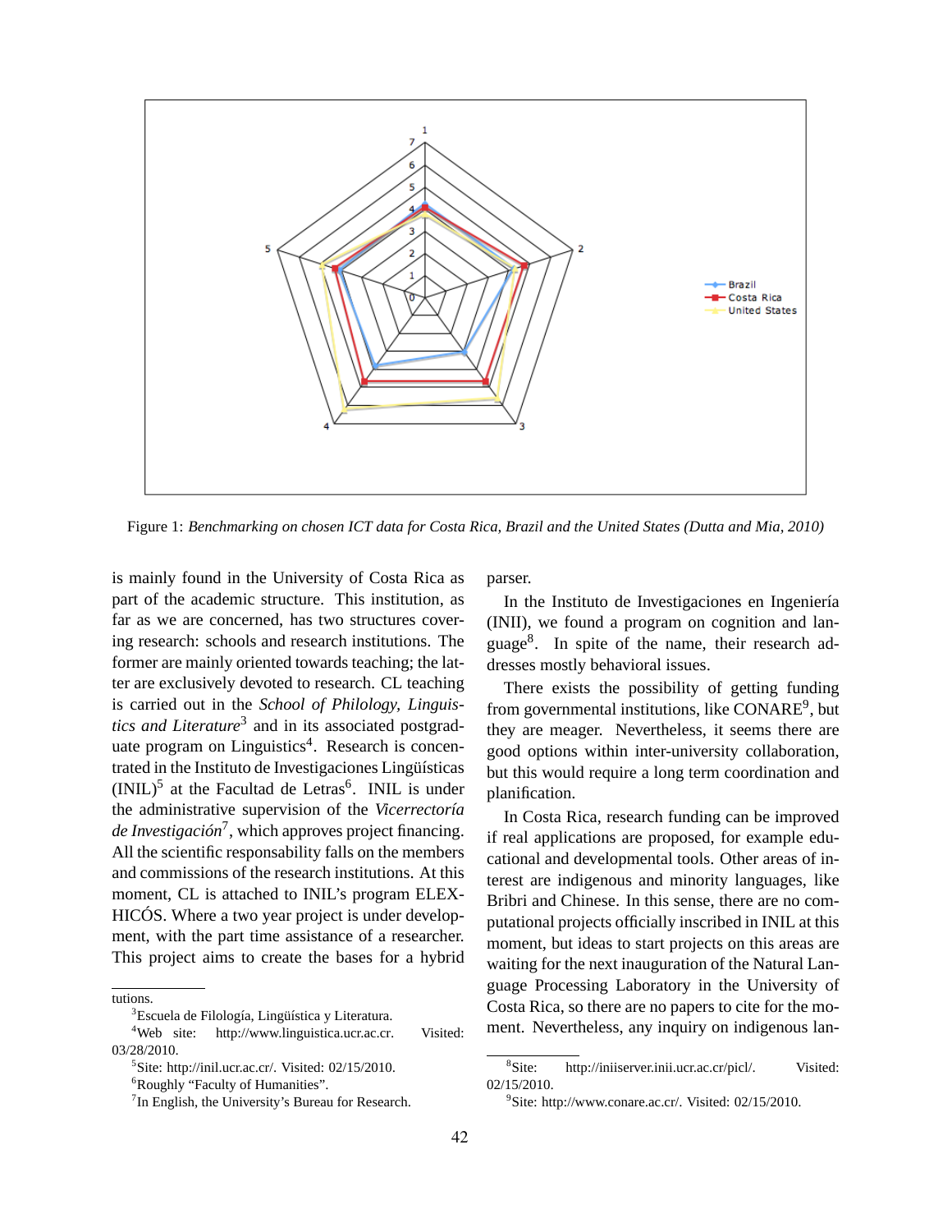Figure 1: *Benchmarking on chosen ICT data for Costa Rica, Brazil and the United States (Dutta and Mia, 2010)*

is mainly found in the University of Costa Rica as part of the academic structure. This institution, as far as we are concerned, has two structures covering research: schools and research institutions. The former are mainly oriented towards teaching; the latter are exclusively devoted to research. CL teaching is carried out in the *School of Philology, Linguistics and Literature*[3] and in its associated postgraduate program on Linguistics[4]. Research is concentrated in the Instituto de Investigaciones Lingüísticas (INIL)[5] at the Facultad de Letras[6]. INIL is under the administrative supervision of the *Vicerrectoría de Investigación*[7], which approves project financing. All the scientific responsability falls on the members and commissions of the research institutions. At this moment, CL is attached to INIL's program ELEXHICÓS. Where a two year project is under development, with the part time assistance of a researcher. This project aims to create the bases for a hybrid parser.

In the Instituto de Investigaciones en Ingeniería (INII), we found a program on cognition and language[8]. In spite of the name, their research addresses mostly behavioral issues.

There exists the possibility of getting funding from governmental institutions, like CONARE[9], but they are meager. Nevertheless, it seems there are good options within inter-university collaboration, but this would require a long term coordination and planification.

In Costa Rica, research funding can be improved if real applications are proposed, for example educational and developmental tools. Other areas of interest are indigenous and minority languages, like Bribri and Chinese. In this sense, there are no computational projects officially inscribed in INIL at this moment, but ideas to start projects on this areas are waiting for the next inauguration of the Natural Language Processing Laboratory in the University of Costa Rica, so there are no papers to cite for the moment. Nevertheless, any inquiry on indigenous lan-

---

tutions.

[3] Escuela de Filología, Lingüística y Literatura.

[4] Web site: http://www.linguistica.ucr.ac.cr. Visited: 03/28/2010.

[5] Site: http://inil.ucr.ac.cr/. Visited: 02/15/2010.

[6] Roughly "Faculty of Humanities".

[7] In English, the University's Bureau for Research.

[8] Site: http://iniiserver.inii.ucr.ac.cr/picl/. Visited: 02/15/2010.

[9] Site: http://www.conare.ac.cr/. Visited: 02/15/2010.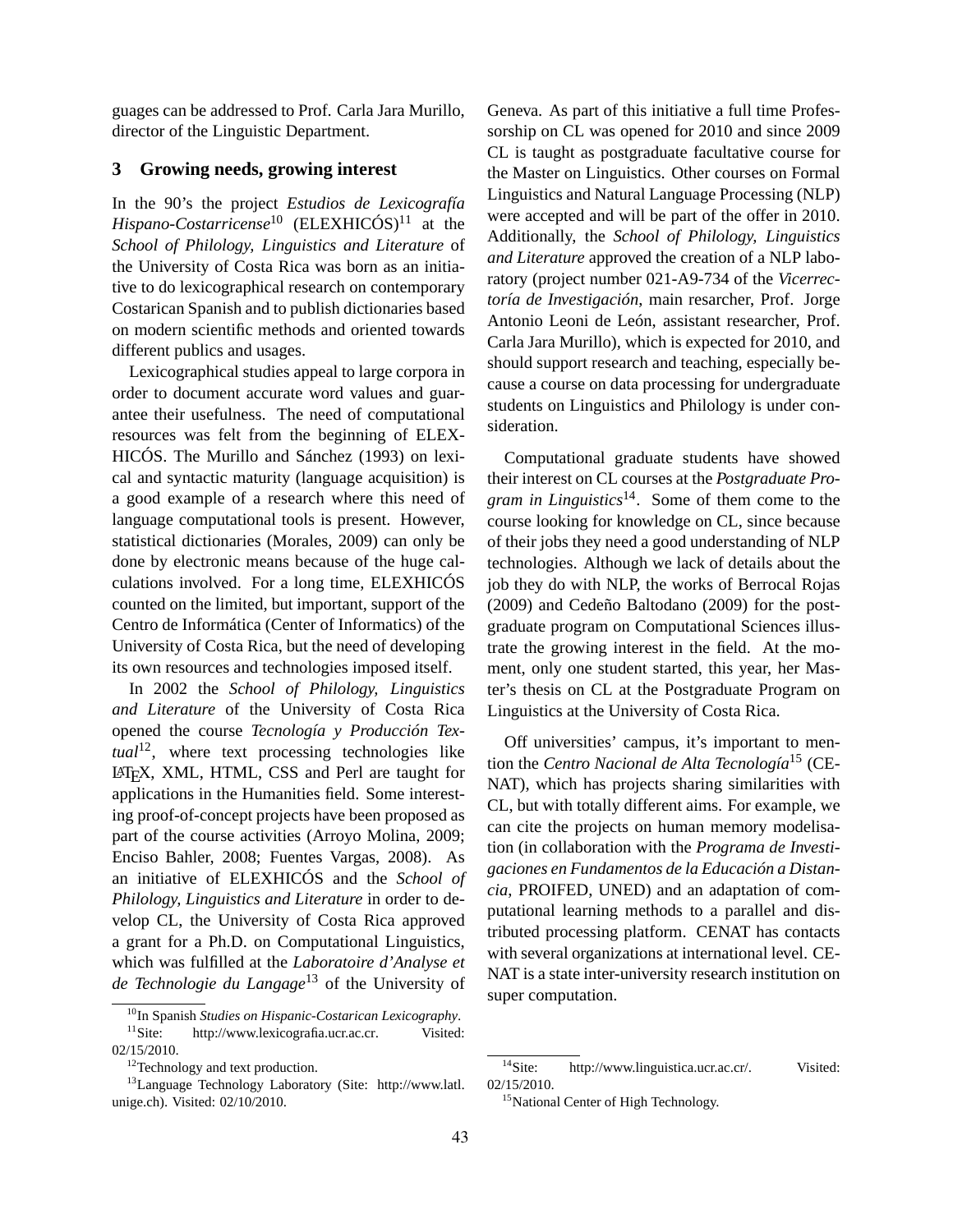guages can be addressed to Prof. Carla Jara Murillo, director of the Linguistic Department.

## 3 Growing needs, growing interest

In the 90's the project *Estudios de Lexicografía Hispano-Costarricense*[10] (ELEXHICÓS)[11] at the *School of Philology, Linguistics and Literature* of the University of Costa Rica was born as an initiative to do lexicographical research on contemporary Costarican Spanish and to publish dictionaries based on modern scientific methods and oriented towards different publics and usages.

Lexicographical studies appeal to large corpora in order to document accurate word values and guarantee their usefulness. The need of computational resources was felt from the beginning of ELEXHICÓS. The Murillo and Sánchez (1993) on lexical and syntactic maturity (language acquisition) is a good example of a research where this need of language computational tools is present. However, statistical dictionaries (Morales, 2009) can only be done by electronic means because of the huge calculations involved. For a long time, ELEXHICÓS counted on the limited, but important, support of the Centro de Informática (Center of Informatics) of the University of Costa Rica, but the need of developing its own resources and technologies imposed itself.

In 2002 the *School of Philology, Linguistics and Literature* of the University of Costa Rica opened the course *Tecnología y Producción Textual*[12], where text processing technologies like LaTeX, XML, HTML, CSS and Perl are taught for applications in the Humanities field. Some interesting proof-of-concept projects have been proposed as part of the course activities (Arroyo Molina, 2009; Enciso Bahler, 2008; Fuentes Vargas, 2008). As an initiative of ELEXHICÓS and the *School of Philology, Linguistics and Literature* in order to develop CL, the University of Costa Rica approved a grant for a Ph.D. on Computational Linguistics, which was fulfilled at the *Laboratoire d'Analyse et de Technologie du Langage*[13] of the University of Geneva. As part of this initiative a full time Professorship on CL was opened for 2010 and since 2009 CL is taught as postgraduate facultative course for the Master on Linguistics. Other courses on Formal Linguistics and Natural Language Processing (NLP) were accepted and will be part of the offer in 2010. Additionally, the *School of Philology, Linguistics and Literature* approved the creation of a NLP laboratory (project number 021-A9-734 of the *Vicerrectoría de Investigación*, main resarcher, Prof. Jorge Antonio Leoni de León, assistant researcher, Prof. Carla Jara Murillo), which is expected for 2010, and should support research and teaching, especially because a course on data processing for undergraduate students on Linguistics and Philology is under consideration.

Computational graduate students have showed their interest on CL courses at the *Postgraduate Program in Linguistics*[14]. Some of them come to the course looking for knowledge on CL, since because of their jobs they need a good understanding of NLP technologies. Although we lack of details about the job they do with NLP, the works of Berrocal Rojas (2009) and Cedeño Baltodano (2009) for the postgraduate program on Computational Sciences illustrate the growing interest in the field. At the moment, only one student started, this year, her Master's thesis on CL at the Postgraduate Program on Linguistics at the University of Costa Rica.

Off universities' campus, it's important to mention the *Centro Nacional de Alta Tecnología*[15] (CENAT), which has projects sharing similarities with CL, but with totally different aims. For example, we can cite the projects on human memory modelisation (in collaboration with the *Programa de Investigaciones en Fundamentos de la Educación a Distancia*, PROIFED, UNED) and an adaptation of computational learning methods to a parallel and distributed processing platform. CENAT has contacts with several organizations at international level. CENAT is a state inter-university research institution on super computation.

---

[10] In Spanish *Studies on Hispanic-Costarican Lexicography*.

[11] Site: http://www.lexicografia.ucr.ac.cr. Visited: 02/15/2010.

[12] Technology and text production.

[13] Language Technology Laboratory (Site: http://www.latl.unige.ch). Visited: 02/10/2010.

[14] Site: http://www.linguistica.ucr.ac.cr/. Visited: 02/15/2010.

[15] National Center of High Technology.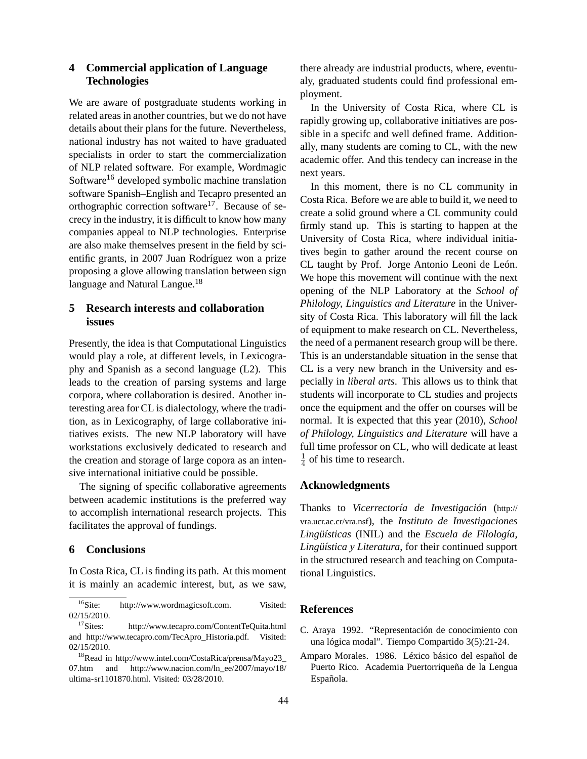## 4 Commercial application of Language Technologies

We are aware of postgraduate students working in related areas in another countries, but we do not have details about their plans for the future. Nevertheless, national industry has not waited to have graduated specialists in order to start the commercialization of NLP related software. For example, Wordmagic Software[16] developed symbolic machine translation software Spanish–English and Tecapro presented an orthographic correction software[17]. Because of secrecy in the industry, it is difficult to know how many companies appeal to NLP technologies. Enterprise are also make themselves present in the field by scientific grants, in 2007 Juan Rodríguez won a prize proposing a glove allowing translation between sign language and Natural Langue.[18]

## 5 Research interests and collaboration issues

Presently, the idea is that Computational Linguistics would play a role, at different levels, in Lexicography and Spanish as a second language (L2). This leads to the creation of parsing systems and large corpora, where collaboration is desired. Another interesting area for CL is dialectology, where the tradition, as in Lexicography, of large collaborative initiatives exists. The new NLP laboratory will have workstations exclusively dedicated to research and the creation and storage of large copora as an intensive international initiative could be possible.

The signing of specific collaborative agreements between academic institutions is the preferred way to accomplish international research projects. This facilitates the approval of fundings.

## 6 Conclusions

In Costa Rica, CL is finding its path. At this moment it is mainly an academic interest, but, as we saw, there already are industrial products, where, eventualy, graduated students could find professional employment.

In the University of Costa Rica, where CL is rapidly growing up, collaborative initiatives are possible in a specifc and well defined frame. Additionally, many students are coming to CL, with the new academic offer. And this tendecy can increase in the next years.

In this moment, there is no CL community in Costa Rica. Before we are able to build it, we need to create a solid ground where a CL community could firmly stand up. This is starting to happen at the University of Costa Rica, where individual initiatives begin to gather around the recent course on CL taught by Prof. Jorge Antonio Leoni de León. We hope this movement will continue with the next opening of the NLP Laboratory at the *School of Philology, Linguistics and Literature* in the University of Costa Rica. This laboratory will fill the lack of equipment to make research on CL. Nevertheless, the need of a permanent research group will be there. This is an understandable situation in the sense that CL is a very new branch in the University and especially in *liberal arts*. This allows us to think that students will incorporate to CL studies and projects once the equipment and the offer on courses will be normal. It is expected that this year (2010), *School of Philology, Linguistics and Literature* will have a full time professor on CL, who will dedicate at least $\frac{1}{4}$ of his time to research.

## Acknowledgments

Thanks to *Vicerrectoría de Investigación* (http://vra.ucr.ac.cr/vra.nsf), the *Instituto de Investigaciones Lingüísticas* (INIL) and the *Escuela de Filología, Lingüística y Literatura*, for their continued support in the structured research and teaching on Computational Linguistics.

## References

C. Araya 1992. "Representación de conocimiento con una lógica modal". Tiempo Compartido 3(5):21-24.

Amparo Morales. 1986. Léxico básico del español de Puerto Rico. Academia Puertorriqueña de la Lengua Española.

---

[16] Site: http://www.wordmagicsoft.com. Visited: 02/15/2010.

[17] Sites: http://www.tecapro.com/ContentTeQuita.html and http://www.tecapro.com/TecApro_Historia.pdf. Visited: 02/15/2010.

[18] Read in http://www.intel.com/CostaRica/prensa/Mayo23_07.htm and http://www.nacion.com/ln_ee/2007/mayo/18/ultima-sr1101870.html. Visited: 03/28/2010.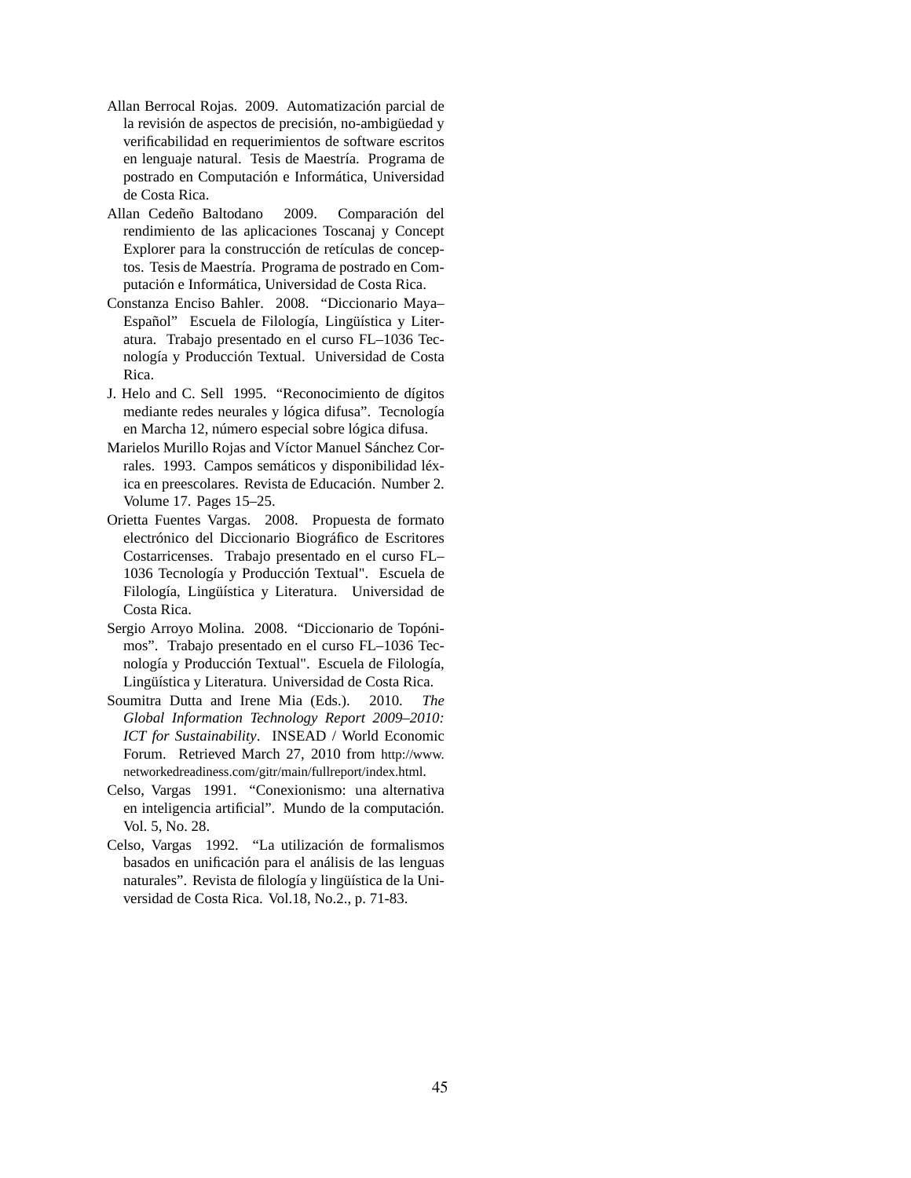Allan Berrocal Rojas. 2009. Automatización parcial de la revisión de aspectos de precisión, no-ambigüedad y verificabilidad en requerimientos de software escritos en lenguaje natural. Tesis de Maestría. Programa de postrado en Computación e Informática, Universidad de Costa Rica.

Allan Cedeño Baltodano 2009. Comparación del rendimiento de las aplicaciones Toscanaj y Concept Explorer para la construcción de retículas de conceptos. Tesis de Maestría. Programa de postrado en Computación e Informática, Universidad de Costa Rica.

Constanza Enciso Bahler. 2008. "Diccionario Maya–Español" Escuela de Filología, Lingüística y Literatura. Trabajo presentado en el curso FL–1036 Tecnología y Producción Textual. Universidad de Costa Rica.

J. Helo and C. Sell 1995. "Reconocimiento de dígitos mediante redes neurales y lógica difusa". Tecnología en Marcha 12, número especial sobre lógica difusa.

Marielos Murillo Rojas and Víctor Manuel Sánchez Corrales. 1993. Campos semáticos y disponibilidad léxica en preescolares. Revista de Educación. Number 2. Volume 17. Pages 15–25.

Orietta Fuentes Vargas. 2008. Propuesta de formato electrónico del Diccionario Biográfico de Escritores Costarricenses. Trabajo presentado en el curso FL–1036 Tecnología y Producción Textual". Escuela de Filología, Lingüística y Literatura. Universidad de Costa Rica.

Sergio Arroyo Molina. 2008. "Diccionario de Topónimos". Trabajo presentado en el curso FL–1036 Tecnología y Producción Textual". Escuela de Filología, Lingüística y Literatura. Universidad de Costa Rica.

Soumitra Dutta and Irene Mia (Eds.). 2010. *The Global Information Technology Report 2009–2010: ICT for Sustainability*. INSEAD / World Economic Forum. Retrieved March 27, 2010 from http://www.networkedreadiness.com/gitr/main/fullreport/index.html.

Celso, Vargas 1991. "Conexionismo: una alternativa en inteligencia artificial". Mundo de la computación. Vol. 5, No. 28.

Celso, Vargas 1992. "La utilización de formalismos basados en unificación para el análisis de las lenguas naturales". Revista de filología y lingüística de la Universidad de Costa Rica. Vol.18, No.2., p. 71-83.